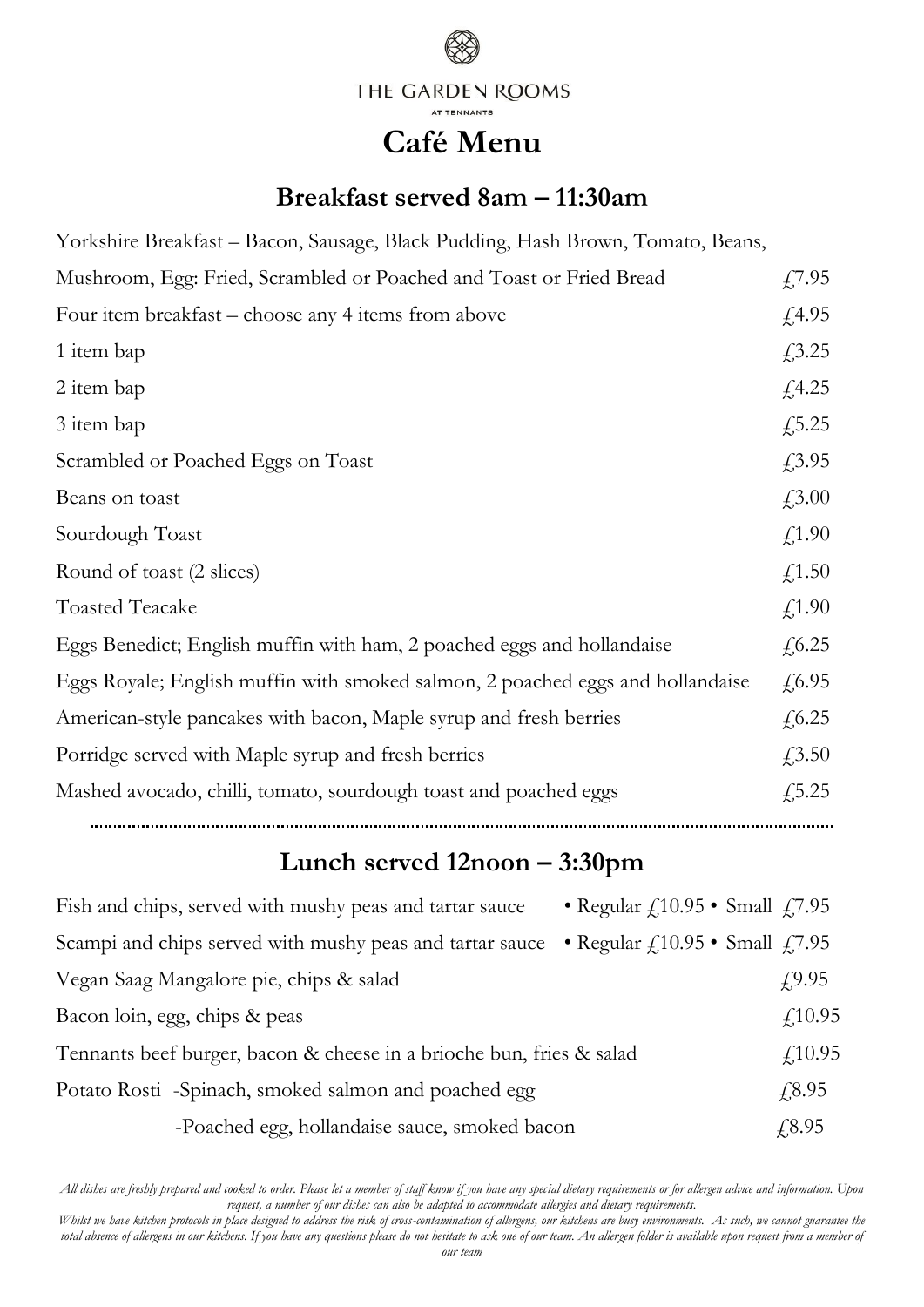THE GARDEN ROOMS

AT TENNANTS

# Café Menu

## Breakfast served 8am – 11:30am

| Item | Price |
|---|---|
| Yorkshire Breakfast – Bacon, Sausage, Black Pudding, Hash Brown, Tomato, Beans, Mushroom, Egg: Fried, Scrambled or Poached and Toast or Fried Bread | £7.95 |
| Four item breakfast – choose any 4 items from above | £4.95 |
| 1 item bap | £3.25 |
| 2 item bap | £4.25 |
| 3 item bap | £5.25 |
| Scrambled or Poached Eggs on Toast | £3.95 |
| Beans on toast | £3.00 |
| Sourdough Toast | £1.90 |
| Round of toast (2 slices) | £1.50 |
| Toasted Teacake | £1.90 |
| Eggs Benedict; English muffin with ham, 2 poached eggs and hollandaise | £6.25 |
| Eggs Royale; English muffin with smoked salmon, 2 poached eggs and hollandaise | £6.95 |
| American-style pancakes with bacon, Maple syrup and fresh berries | £6.25 |
| Porridge served with Maple syrup and fresh berries | £3.50 |
| Mashed avocado, chilli, tomato, sourdough toast and poached eggs | £5.25 |

## Lunch served 12noon – 3:30pm

| Item | Price |
|---|---|
| Fish and chips, served with mushy peas and tartar sauce | • Regular £10.95 • Small £7.95 |
| Scampi and chips served with mushy peas and tartar sauce | • Regular £10.95 • Small £7.95 |
| Vegan Saag Mangalore pie, chips & salad | £9.95 |
| Bacon loin, egg, chips & peas | £10.95 |
| Tennants beef burger, bacon & cheese in a brioche bun, fries & salad | £10.95 |
| Potato Rosti -Spinach, smoked salmon and poached egg | £8.95 |
| -Poached egg, hollandaise sauce, smoked bacon | £8.95 |

*All dishes are freshly prepared and cooked to order. Please let a member of staff know if you have any special dietary requirements or for allergen advice and information. Upon request, a number of our dishes can also be adapted to accommodate allergies and dietary requirements.*

*Whilst we have kitchen protocols in place designed to address the risk of cross-contamination of allergens, our kitchens are busy environments. As such, we cannot guarantee the total absence of allergens in our kitchens. If you have any questions please do not hesitate to ask one of our team. An allergen folder is available upon request from a member of our team*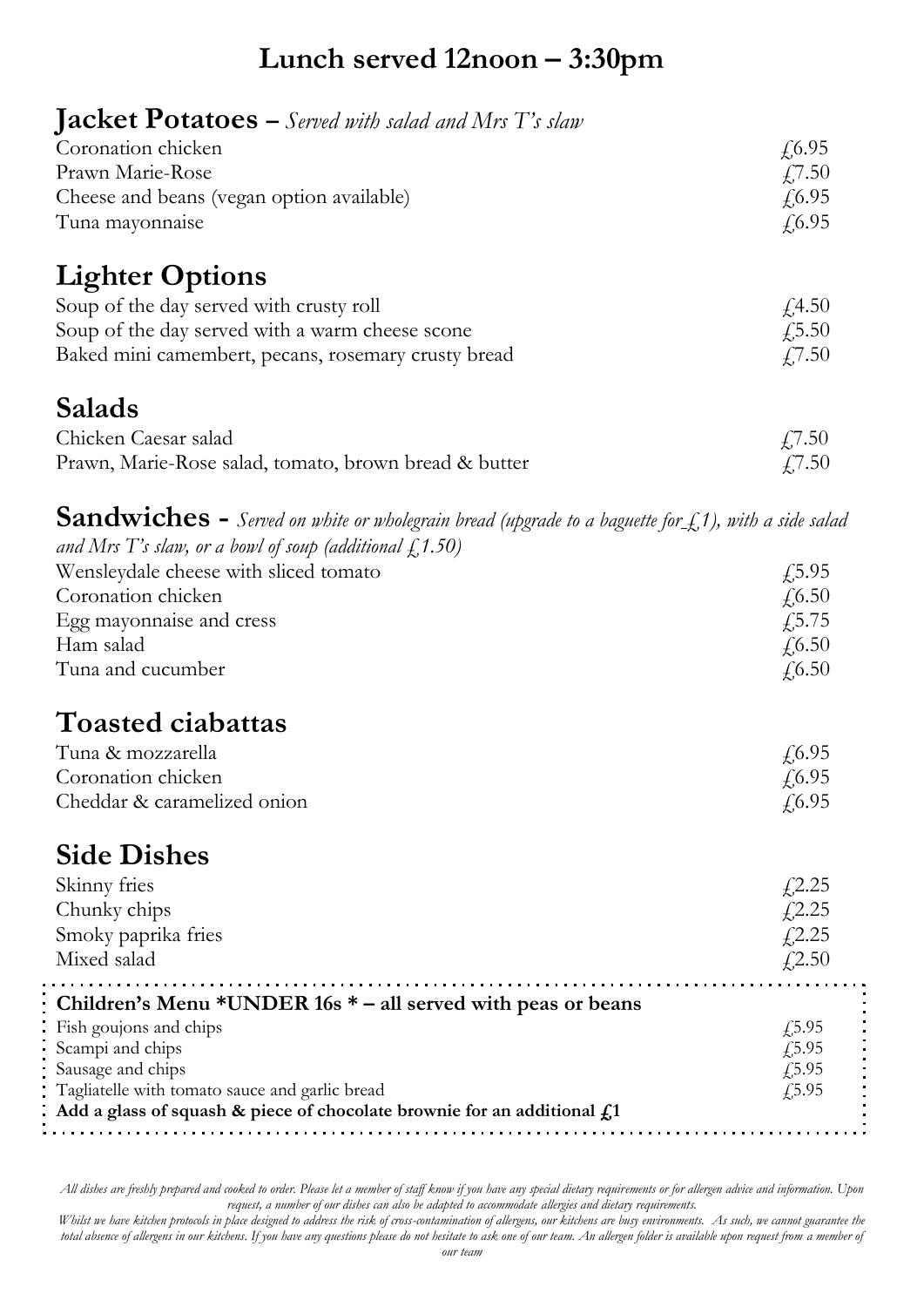# Lunch served 12noon – 3:30pm

## Jacket Potatoes – *Served with salad and Mrs T's slaw*

| | |
|---|---|
| Coronation chicken | £6.95 |
| Prawn Marie-Rose | £7.50 |
| Cheese and beans (vegan option available) | £6.95 |
| Tuna mayonnaise | £6.95 |

## Lighter Options

| | |
|---|---|
| Soup of the day served with crusty roll | £4.50 |
| Soup of the day served with a warm cheese scone | £5.50 |
| Baked mini camembert, pecans, rosemary crusty bread | £7.50 |

## Salads

| | |
|---|---|
| Chicken Caesar salad | £7.50 |
| Prawn, Marie-Rose salad, tomato, brown bread & butter | £7.50 |

## Sandwiches - *Served on white or wholegrain bread (upgrade to a baguette for £1), with a side salad and Mrs T's slaw, or a bowl of soup (additional £1.50)*

| | |
|---|---|
| Wensleydale cheese with sliced tomato | £5.95 |
| Coronation chicken | £6.50 |
| Egg mayonnaise and cress | £5.75 |
| Ham salad | £6.50 |
| Tuna and cucumber | £6.50 |

## Toasted ciabattas

| | |
|---|---|
| Tuna & mozzarella | £6.95 |
| Coronation chicken | £6.95 |
| Cheddar & caramelized onion | £6.95 |

## Side Dishes

| | |
|---|---|
| Skinny fries | £2.25 |
| Chunky chips | £2.25 |
| Smoky paprika fries | £2.25 |
| Mixed salad | £2.50 |

**Children's Menu *UNDER 16s * – all served with peas or beans**

| | |
|---|---|
| Fish goujons and chips | £5.95 |
| Scampi and chips | £5.95 |
| Sausage and chips | £5.95 |
| Tagliatelle with tomato sauce and garlic bread | £5.95 |

**Add a glass of squash & piece of chocolate brownie for an additional £1**

*All dishes are freshly prepared and cooked to order. Please let a member of staff know if you have any special dietary requirements or for allergen advice and information. Upon request, a number of our dishes can also be adapted to accommodate allergies and dietary requirements.*

*Whilst we have kitchen protocols in place designed to address the risk of cross-contamination of allergens, our kitchens are busy environments. As such, we cannot guarantee the total absence of allergens in our kitchens. If you have any questions please do not hesitate to ask one of our team. An allergen folder is available upon request from a member of our team*